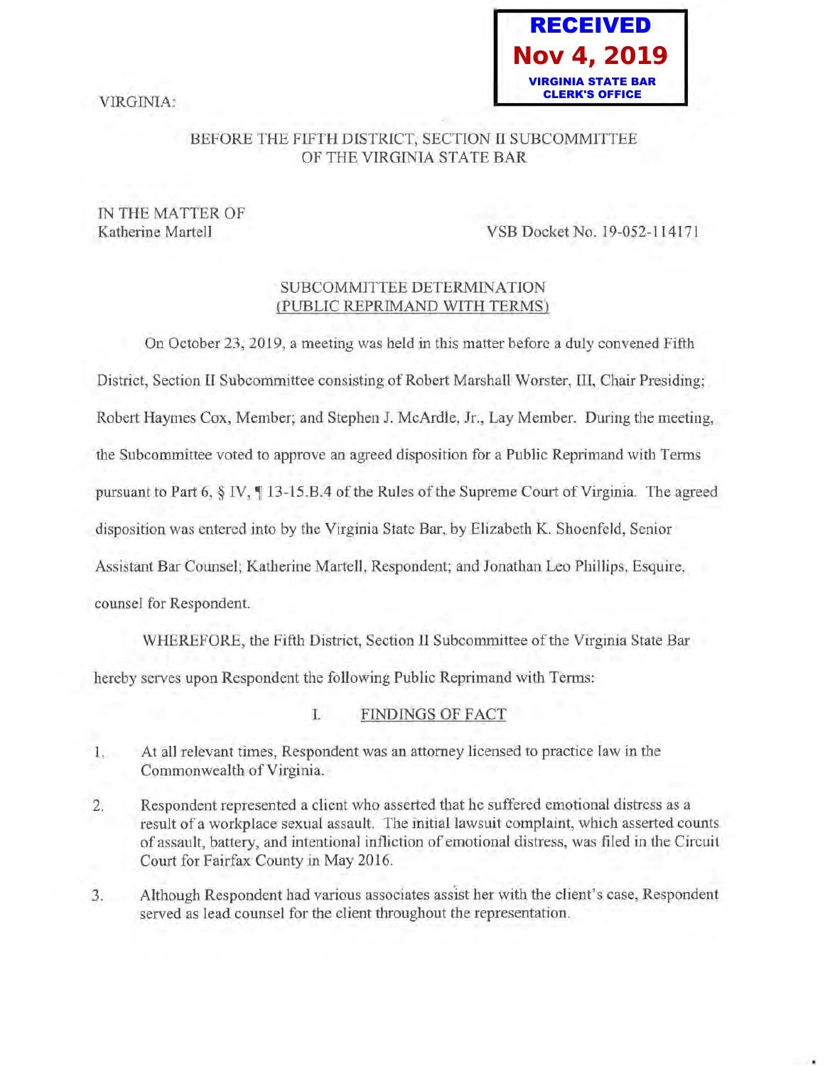**RECEIVED**
**Nov 4, 2019**
**VIRGINIA STATE BAR CLERK'S OFFICE**

VIRGINIA:

BEFORE THE FIFTH DISTRICT, SECTION II SUBCOMMITTEE
OF THE VIRGINIA STATE BAR

IN THE MATTER OF
Katherine Martell

VSB Docket No. 19-052-114171

## SUBCOMMITTEE DETERMINATION
## (PUBLIC REPRIMAND WITH TERMS)

On October 23, 2019, a meeting was held in this matter before a duly convened Fifth District, Section II Subcommittee consisting of Robert Marshall Worster, III, Chair Presiding; Robert Haymes Cox, Member; and Stephen J. McArdle, Jr., Lay Member. During the meeting, the Subcommittee voted to approve an agreed disposition for a Public Reprimand with Terms pursuant to Part 6, § IV, ¶ 13-15.B.4 of the Rules of the Supreme Court of Virginia. The agreed disposition was entered into by the Virginia State Bar, by Elizabeth K. Shoenfeld, Senior Assistant Bar Counsel; Katherine Martell, Respondent; and Jonathan Leo Phillips, Esquire, counsel for Respondent.

WHEREFORE, the Fifth District, Section II Subcommittee of the Virginia State Bar hereby serves upon Respondent the following Public Reprimand with Terms:

### I. FINDINGS OF FACT

1. At all relevant times, Respondent was an attorney licensed to practice law in the Commonwealth of Virginia.

2. Respondent represented a client who asserted that he suffered emotional distress as a result of a workplace sexual assault. The initial lawsuit complaint, which asserted counts of assault, battery, and intentional infliction of emotional distress, was filed in the Circuit Court for Fairfax County in May 2016.

3. Although Respondent had various associates assist her with the client's case, Respondent served as lead counsel for the client throughout the representation.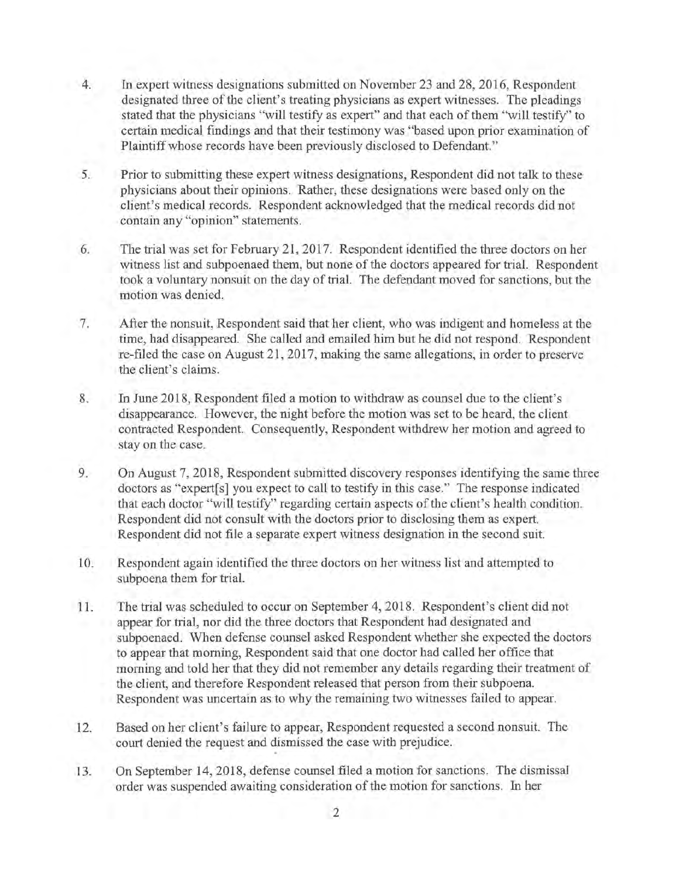4. In expert witness designations submitted on November 23 and 28, 2016, Respondent designated three of the client's treating physicians as expert witnesses. The pleadings stated that the physicians "will testify as expert" and that each of them "will testify" to certain medical findings and that their testimony was "based upon prior examination of Plaintiff whose records have been previously disclosed to Defendant."

5. Prior to submitting these expert witness designations, Respondent did not talk to these physicians about their opinions. Rather, these designations were based only on the client's medical records. Respondent acknowledged that the medical records did not contain any "opinion" statements.

6. The trial was set for February 21, 2017. Respondent identified the three doctors on her witness list and subpoenaed them, but none of the doctors appeared for trial. Respondent took a voluntary nonsuit on the day of trial. The defendant moved for sanctions, but the motion was denied.

7. After the nonsuit, Respondent said that her client, who was indigent and homeless at the time, had disappeared. She called and emailed him but he did not respond. Respondent re-filed the case on August 21, 2017, making the same allegations, in order to preserve the client's claims.

8. In June 2018, Respondent filed a motion to withdraw as counsel due to the client's disappearance. However, the night before the motion was set to be heard, the client contracted Respondent. Consequently, Respondent withdrew her motion and agreed to stay on the case.

9. On August 7, 2018, Respondent submitted discovery responses identifying the same three doctors as "expert[s] you expect to call to testify in this case." The response indicated that each doctor "will testify" regarding certain aspects of the client's health condition. Respondent did not consult with the doctors prior to disclosing them as expert. Respondent did not file a separate expert witness designation in the second suit.

10. Respondent again identified the three doctors on her witness list and attempted to subpoena them for trial.

11. The trial was scheduled to occur on September 4, 2018. Respondent's client did not appear for trial, nor did the three doctors that Respondent had designated and subpoenaed. When defense counsel asked Respondent whether she expected the doctors to appear that morning, Respondent said that one doctor had called her office that morning and told her that they did not remember any details regarding their treatment of the client, and therefore Respondent released that person from their subpoena. Respondent was uncertain as to why the remaining two witnesses failed to appear.

12. Based on her client's failure to appear, Respondent requested a second nonsuit. The court denied the request and dismissed the case with prejudice.

13. On September 14, 2018, defense counsel filed a motion for sanctions. The dismissal order was suspended awaiting consideration of the motion for sanctions. In her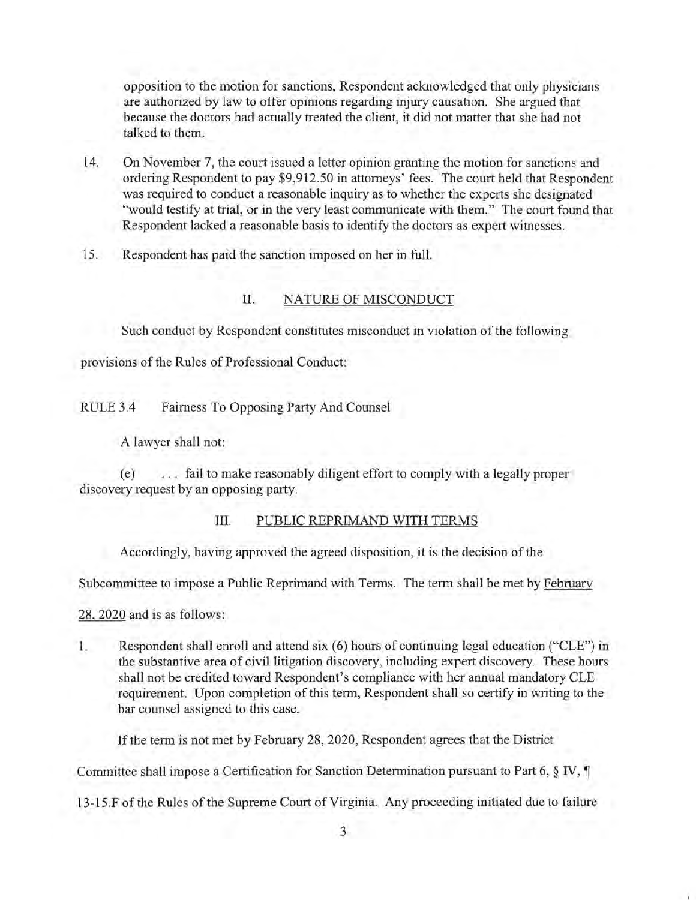opposition to the motion for sanctions, Respondent acknowledged that only physicians are authorized by law to offer opinions regarding injury causation. She argued that because the doctors had actually treated the client, it did not matter that she had not talked to them.

14. On November 7, the court issued a letter opinion granting the motion for sanctions and ordering Respondent to pay $9,912.50 in attorneys' fees. The court held that Respondent was required to conduct a reasonable inquiry as to whether the experts she designated "would testify at trial, or in the very least communicate with them." The court found that Respondent lacked a reasonable basis to identify the doctors as expert witnesses.

15. Respondent has paid the sanction imposed on her in full.

## II. NATURE OF MISCONDUCT

Such conduct by Respondent constitutes misconduct in violation of the following provisions of the Rules of Professional Conduct:

RULE 3.4 Fairness To Opposing Party And Counsel

A lawyer shall not:

(e) . . . fail to make reasonably diligent effort to comply with a legally proper discovery request by an opposing party.

## III. PUBLIC REPRIMAND WITH TERMS

Accordingly, having approved the agreed disposition, it is the decision of the Subcommittee to impose a Public Reprimand with Terms. The term shall be met by February 28, 2020 and is as follows:

1. Respondent shall enroll and attend six (6) hours of continuing legal education ("CLE") in the substantive area of civil litigation discovery, including expert discovery. These hours shall not be credited toward Respondent's compliance with her annual mandatory CLE requirement. Upon completion of this term, Respondent shall so certify in writing to the bar counsel assigned to this case.

If the term is not met by February 28, 2020, Respondent agrees that the District Committee shall impose a Certification for Sanction Determination pursuant to Part 6, § IV, ¶ 13-15.F of the Rules of the Supreme Court of Virginia. Any proceeding initiated due to failure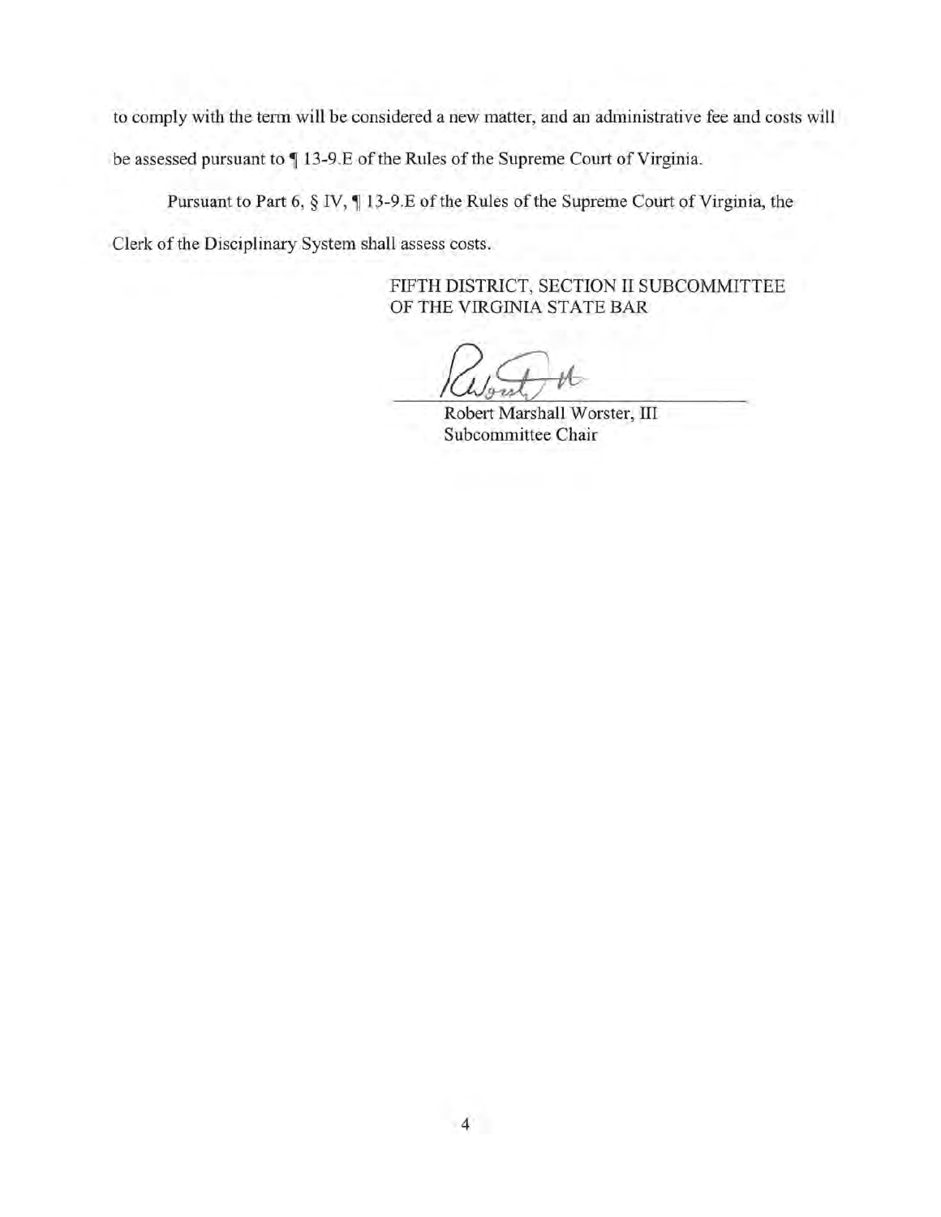to comply with the term will be considered a new matter, and an administrative fee and costs will be assessed pursuant to ¶ 13-9.E of the Rules of the Supreme Court of Virginia.

Pursuant to Part 6, § IV, ¶ 13-9.E of the Rules of the Supreme Court of Virginia, the Clerk of the Disciplinary System shall assess costs.

FIFTH DISTRICT, SECTION II SUBCOMMITTEE
OF THE VIRGINIA STATE BAR

Robert Marshall Worster, III
Subcommittee Chair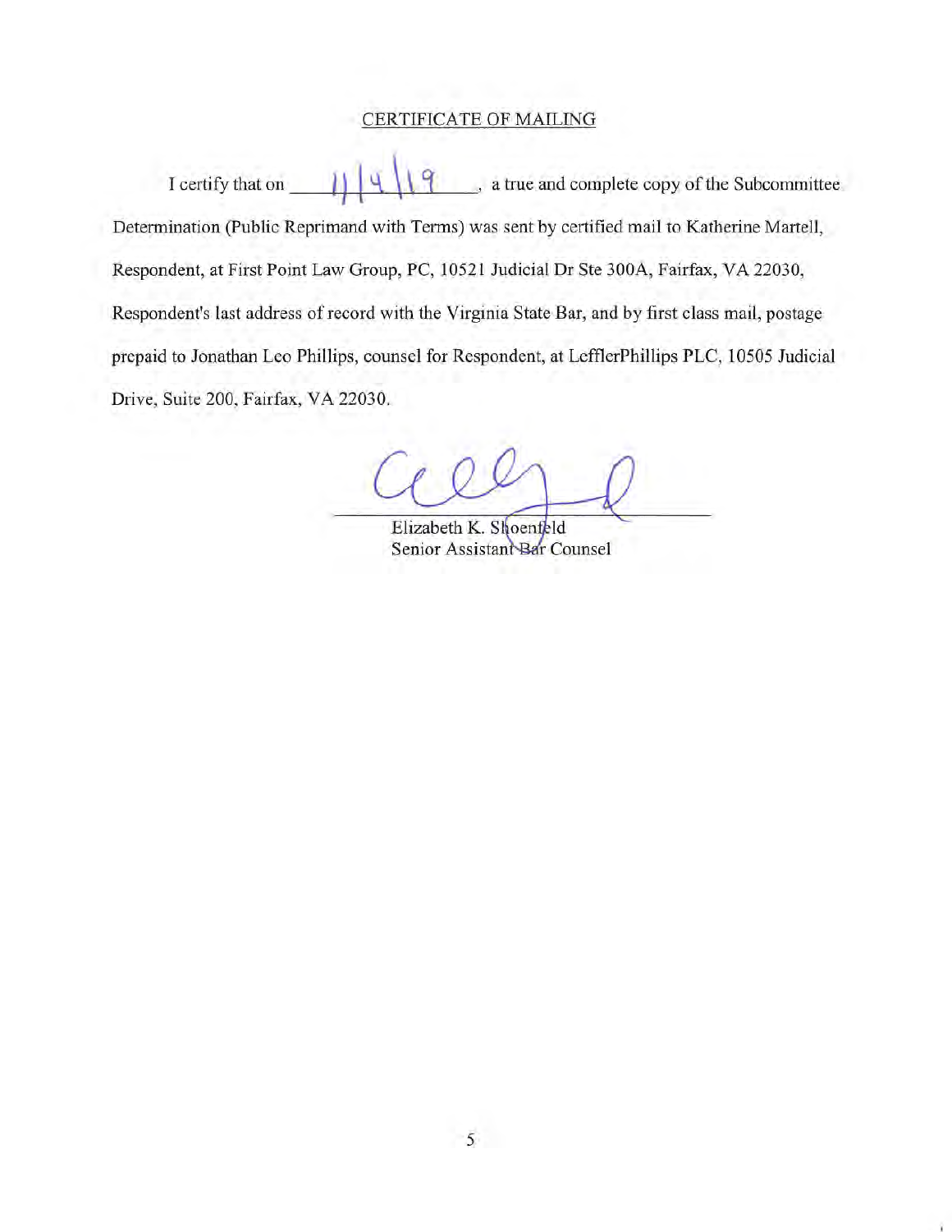CERTIFICATE OF MAILING

I certify that on 11/4/19, a true and complete copy of the Subcommittee Determination (Public Reprimand with Terms) was sent by certified mail to Katherine Martell, Respondent, at First Point Law Group, PC, 10521 Judicial Dr Ste 300A, Fairfax, VA 22030, Respondent's last address of record with the Virginia State Bar, and by first class mail, postage prepaid to Jonathan Leo Phillips, counsel for Respondent, at LefflerPhillips PLC, 10505 Judicial Drive, Suite 200, Fairfax, VA 22030.

Elizabeth K. Shoenfeld  
Senior Assistant Bar Counsel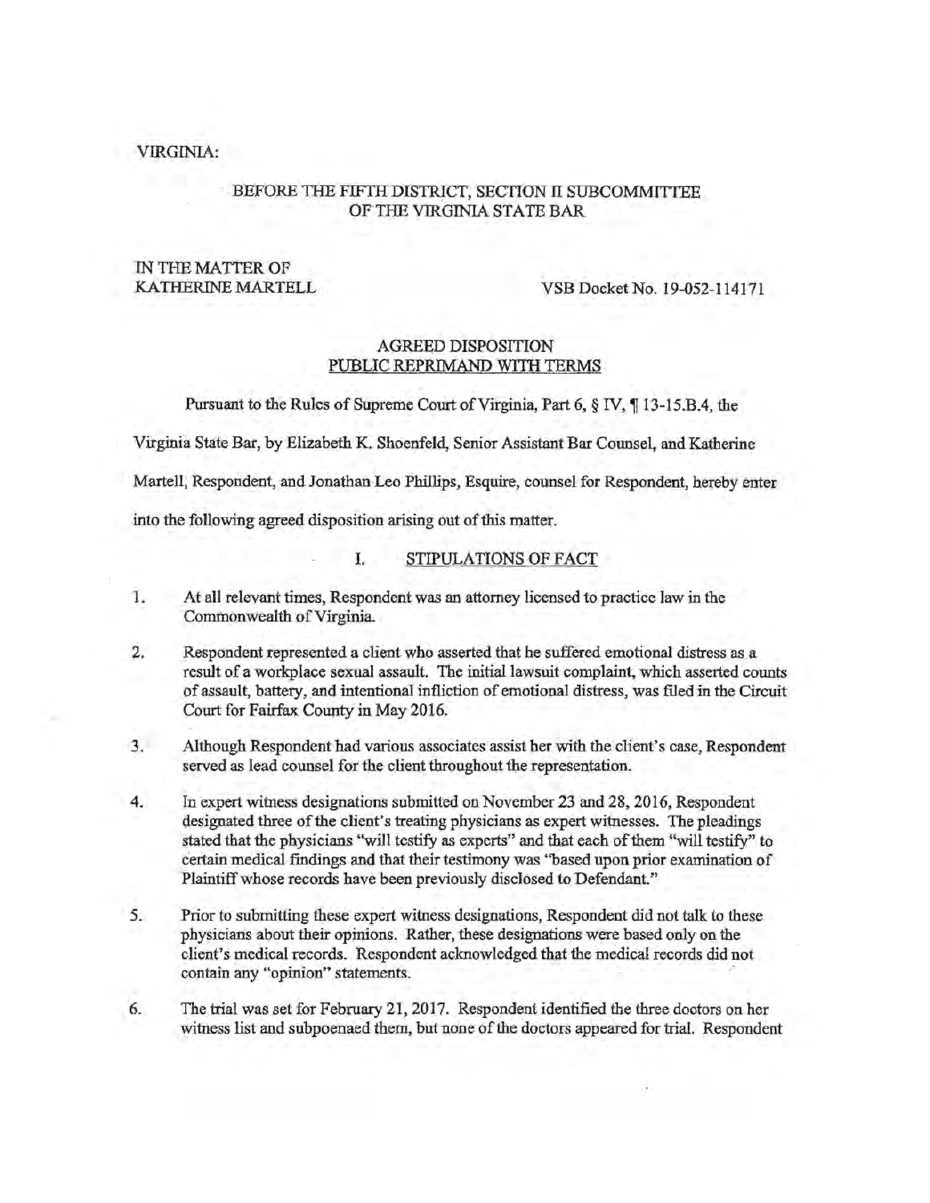VIRGINIA:

BEFORE THE FIFTH DISTRICT, SECTION II SUBCOMMITTEE
OF THE VIRGINIA STATE BAR

IN THE MATTER OF
KATHERINE MARTELL VSB Docket No. 19-052-114171

## AGREED DISPOSITION
## PUBLIC REPRIMAND WITH TERMS

Pursuant to the Rules of Supreme Court of Virginia, Part 6, § IV, ¶ 13-15.B.4, the Virginia State Bar, by Elizabeth K. Shoenfeld, Senior Assistant Bar Counsel, and Katherine Martell, Respondent, and Jonathan Leo Phillips, Esquire, counsel for Respondent, hereby enter into the following agreed disposition arising out of this matter.

### I. STIPULATIONS OF FACT

1. At all relevant times, Respondent was an attorney licensed to practice law in the Commonwealth of Virginia.

2. Respondent represented a client who asserted that he suffered emotional distress as a result of a workplace sexual assault. The initial lawsuit complaint, which asserted counts of assault, battery, and intentional infliction of emotional distress, was filed in the Circuit Court for Fairfax County in May 2016.

3. Although Respondent had various associates assist her with the client's case, Respondent served as lead counsel for the client throughout the representation.

4. In expert witness designations submitted on November 23 and 28, 2016, Respondent designated three of the client's treating physicians as expert witnesses. The pleadings stated that the physicians "will testify as experts" and that each of them "will testify" to certain medical findings and that their testimony was "based upon prior examination of Plaintiff whose records have been previously disclosed to Defendant."

5. Prior to submitting these expert witness designations, Respondent did not talk to these physicians about their opinions. Rather, these designations were based only on the client's medical records. Respondent acknowledged that the medical records did not contain any "opinion" statements.

6. The trial was set for February 21, 2017. Respondent identified the three doctors on her witness list and subpoenaed them, but none of the doctors appeared for trial. Respondent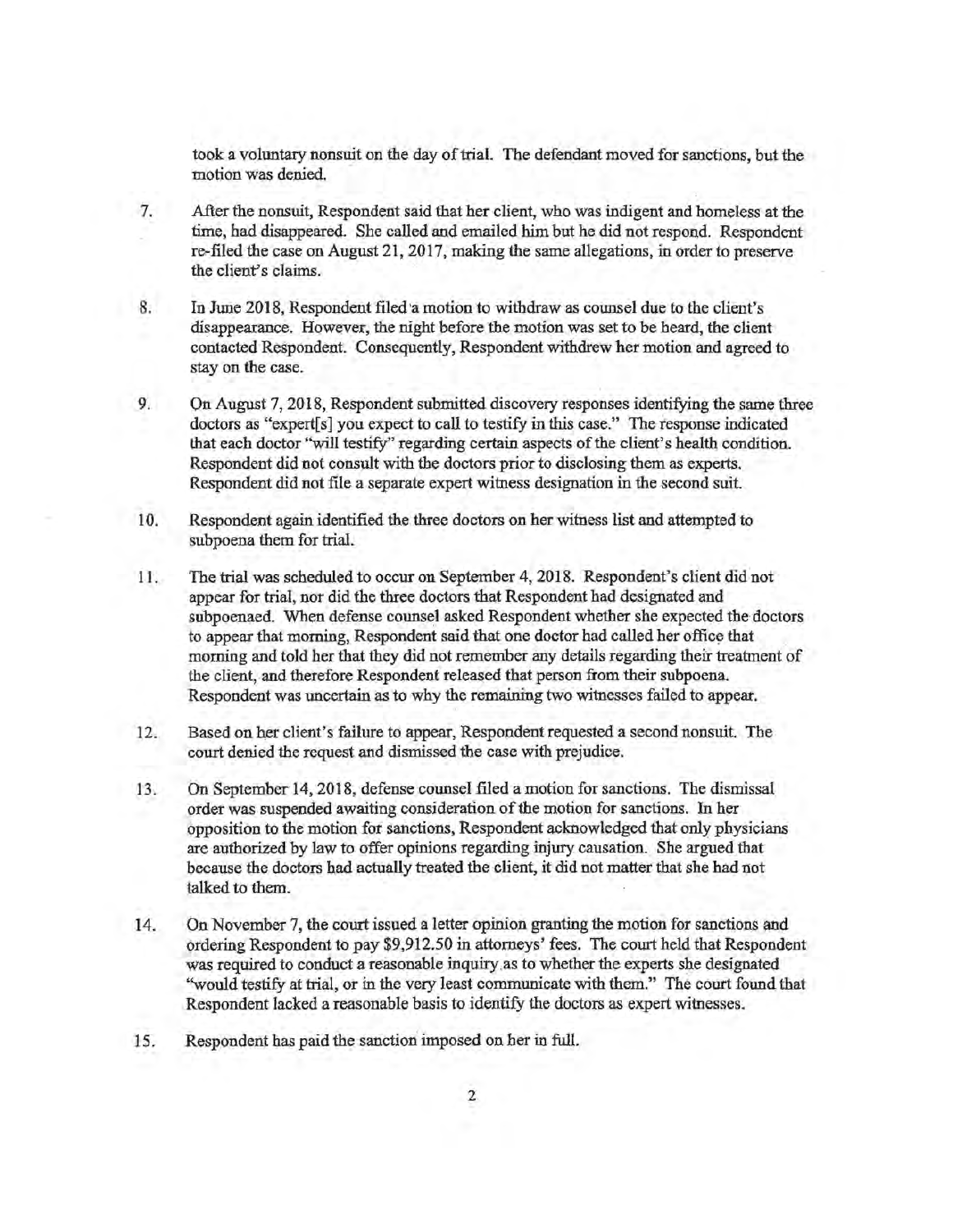took a voluntary nonsuit on the day of trial. The defendant moved for sanctions, but the motion was denied.

7. After the nonsuit, Respondent said that her client, who was indigent and homeless at the time, had disappeared. She called and emailed him but he did not respond. Respondent re-filed the case on August 21, 2017, making the same allegations, in order to preserve the client's claims.

8. In June 2018, Respondent filed a motion to withdraw as counsel due to the client's disappearance. However, the night before the motion was set to be heard, the client contacted Respondent. Consequently, Respondent withdrew her motion and agreed to stay on the case.

9. On August 7, 2018, Respondent submitted discovery responses identifying the same three doctors as "expert[s] you expect to call to testify in this case." The response indicated that each doctor "will testify" regarding certain aspects of the client's health condition. Respondent did not consult with the doctors prior to disclosing them as experts. Respondent did not file a separate expert witness designation in the second suit.

10. Respondent again identified the three doctors on her witness list and attempted to subpoena them for trial.

11. The trial was scheduled to occur on September 4, 2018. Respondent's client did not appear for trial, nor did the three doctors that Respondent had designated and subpoenaed. When defense counsel asked Respondent whether she expected the doctors to appear that morning, Respondent said that one doctor had called her office that morning and told her that they did not remember any details regarding their treatment of the client, and therefore Respondent released that person from their subpoena. Respondent was uncertain as to why the remaining two witnesses failed to appear.

12. Based on her client's failure to appear, Respondent requested a second nonsuit. The court denied the request and dismissed the case with prejudice.

13. On September 14, 2018, defense counsel filed a motion for sanctions. The dismissal order was suspended awaiting consideration of the motion for sanctions. In her opposition to the motion for sanctions, Respondent acknowledged that only physicians are authorized by law to offer opinions regarding injury causation. She argued that because the doctors had actually treated the client, it did not matter that she had not talked to them.

14. On November 7, the court issued a letter opinion granting the motion for sanctions and ordering Respondent to pay $9,912.50 in attorneys' fees. The court held that Respondent was required to conduct a reasonable inquiry as to whether the experts she designated "would testify at trial, or in the very least communicate with them." The court found that Respondent lacked a reasonable basis to identify the doctors as expert witnesses.

15. Respondent has paid the sanction imposed on her in full.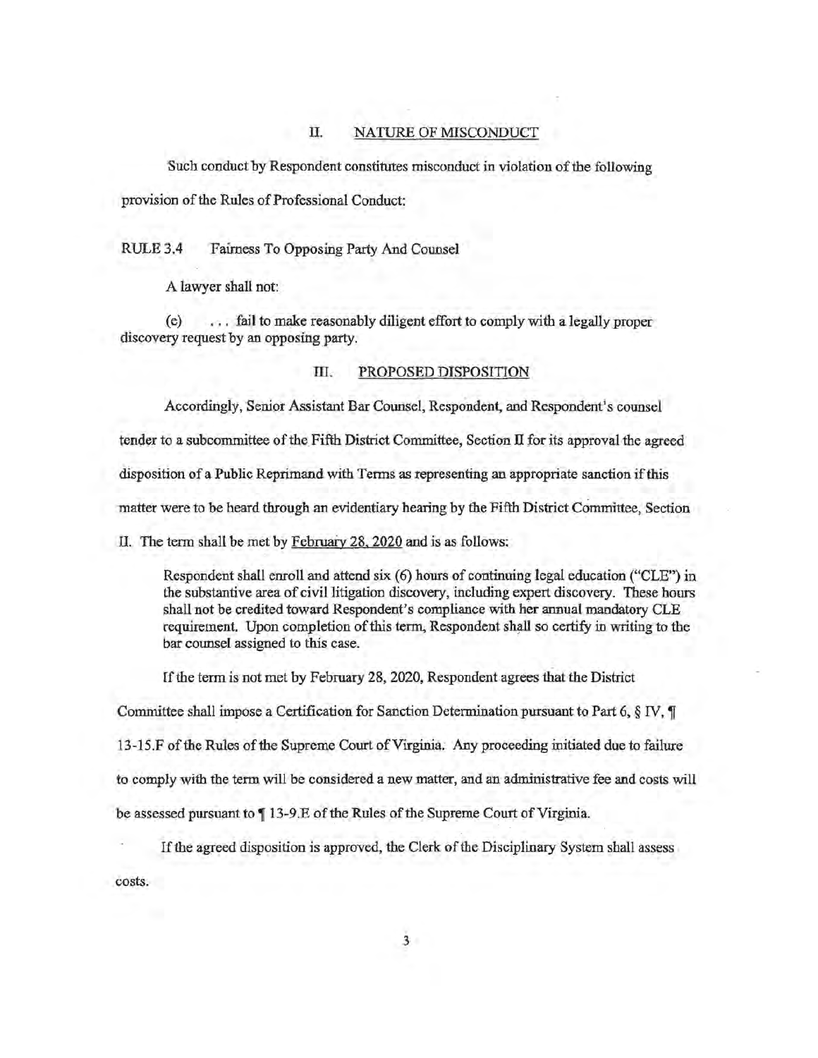## II. NATURE OF MISCONDUCT

Such conduct by Respondent constitutes misconduct in violation of the following provision of the Rules of Professional Conduct:

RULE 3.4 Fairness To Opposing Party And Counsel

A lawyer shall not:

(e) . . . fail to make reasonably diligent effort to comply with a legally proper discovery request by an opposing party.

## III. PROPOSED DISPOSITION

Accordingly, Senior Assistant Bar Counsel, Respondent, and Respondent's counsel tender to a subcommittee of the Fifth District Committee, Section II for its approval the agreed disposition of a Public Reprimand with Terms as representing an appropriate sanction if this matter were to be heard through an evidentiary hearing by the Fifth District Committee, Section II. The term shall be met by February 28, 2020 and is as follows:

> Respondent shall enroll and attend six (6) hours of continuing legal education ("CLE") in the substantive area of civil litigation discovery, including expert discovery. These hours shall not be credited toward Respondent's compliance with her annual mandatory CLE requirement. Upon completion of this term, Respondent shall so certify in writing to the bar counsel assigned to this case.

If the term is not met by February 28, 2020, Respondent agrees that the District Committee shall impose a Certification for Sanction Determination pursuant to Part 6, § IV, ¶ 13-15.F of the Rules of the Supreme Court of Virginia. Any proceeding initiated due to failure to comply with the term will be considered a new matter, and an administrative fee and costs will be assessed pursuant to ¶ 13-9.E of the Rules of the Supreme Court of Virginia.

If the agreed disposition is approved, the Clerk of the Disciplinary System shall assess costs.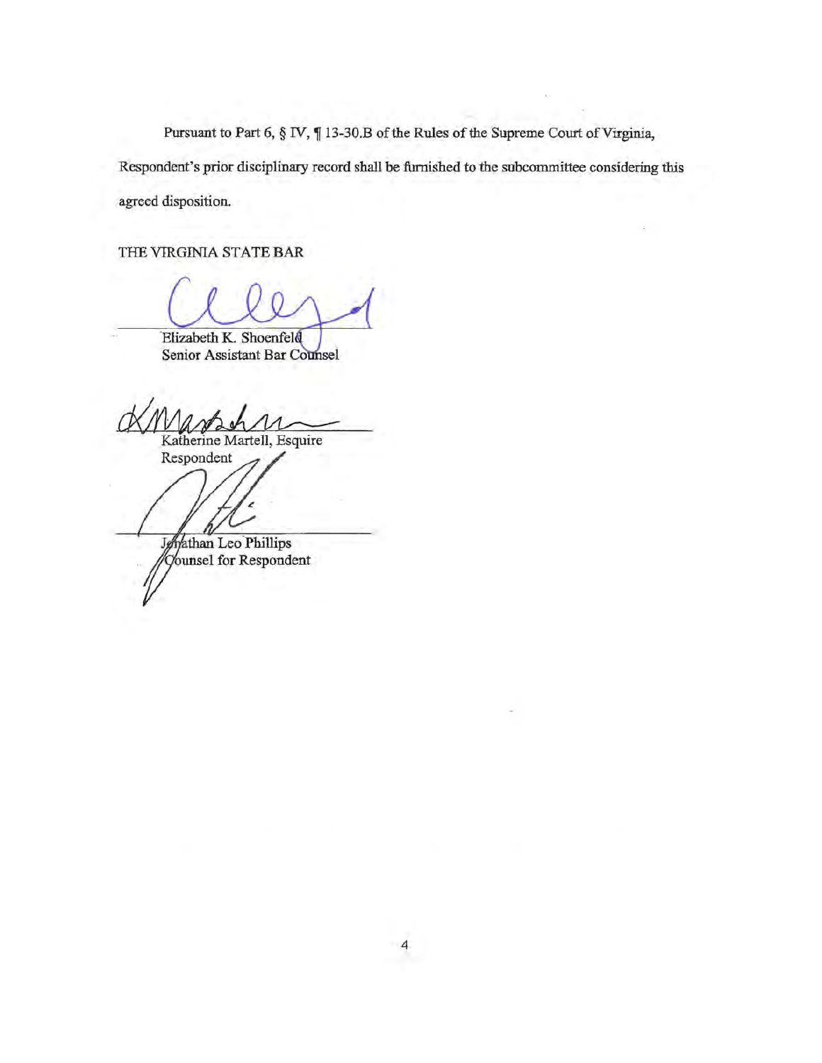Pursuant to Part 6, § IV, ¶ 13-30.B of the Rules of the Supreme Court of Virginia, Respondent's prior disciplinary record shall be furnished to the subcommittee considering this agreed disposition.

THE VIRGINIA STATE BAR

Elizabeth K. Shoenfeld
Senior Assistant Bar Counsel

Katherine Martell, Esquire
Respondent

Jonathan Leo Phillips
Counsel for Respondent